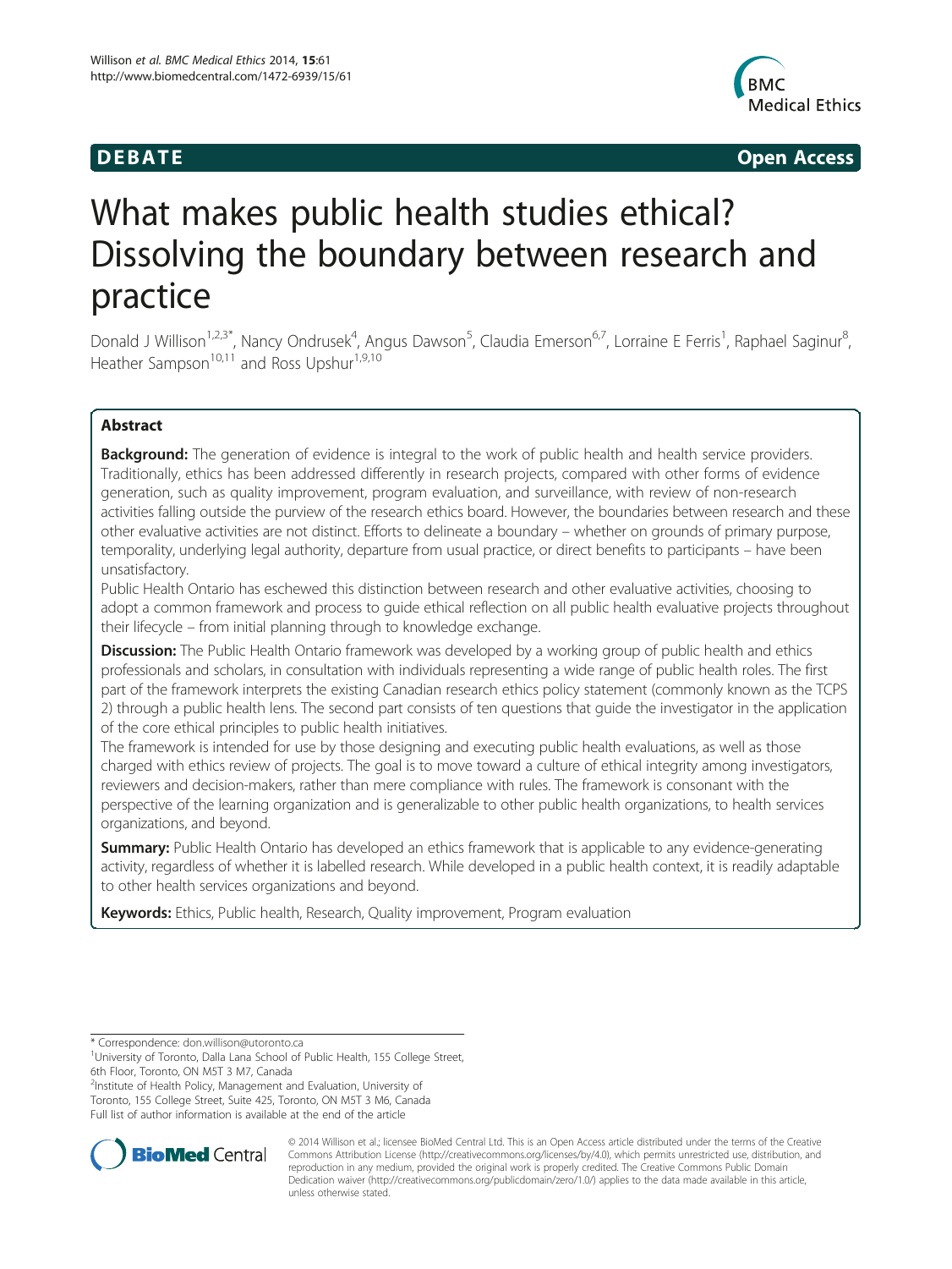

**DEBATE CONSIDERENT CONSIDERED ACCESS** 

# What makes public health studies ethical? Dissolving the boundary between research and practice

Donald J Willison<sup>1,2,3\*</sup>, Nancy Ondrusek<sup>4</sup>, Angus Dawson<sup>5</sup>, Claudia Emerson<sup>6,7</sup>, Lorraine E Ferris<sup>1</sup>, Raphael Saginur<sup>8</sup> ;<br>, Heather Sampson<sup>10,11</sup> and Ross Upshur<sup>1,9,10</sup>

# Abstract

Background: The generation of evidence is integral to the work of public health and health service providers. Traditionally, ethics has been addressed differently in research projects, compared with other forms of evidence generation, such as quality improvement, program evaluation, and surveillance, with review of non-research activities falling outside the purview of the research ethics board. However, the boundaries between research and these other evaluative activities are not distinct. Efforts to delineate a boundary – whether on grounds of primary purpose, temporality, underlying legal authority, departure from usual practice, or direct benefits to participants – have been unsatisfactory.

Public Health Ontario has eschewed this distinction between research and other evaluative activities, choosing to adopt a common framework and process to guide ethical reflection on all public health evaluative projects throughout their lifecycle – from initial planning through to knowledge exchange.

**Discussion:** The Public Health Ontario framework was developed by a working group of public health and ethics professionals and scholars, in consultation with individuals representing a wide range of public health roles. The first part of the framework interprets the existing Canadian research ethics policy statement (commonly known as the TCPS 2) through a public health lens. The second part consists of ten questions that guide the investigator in the application of the core ethical principles to public health initiatives.

The framework is intended for use by those designing and executing public health evaluations, as well as those charged with ethics review of projects. The goal is to move toward a culture of ethical integrity among investigators, reviewers and decision-makers, rather than mere compliance with rules. The framework is consonant with the perspective of the learning organization and is generalizable to other public health organizations, to health services organizations, and beyond.

**Summary:** Public Health Ontario has developed an ethics framework that is applicable to any evidence-generating activity, regardless of whether it is labelled research. While developed in a public health context, it is readily adaptable to other health services organizations and beyond.

Keywords: Ethics, Public health, Research, Quality improvement, Program evaluation

<sup>2</sup>Institute of Health Policy, Management and Evaluation, University of Toronto, 155 College Street, Suite 425, Toronto, ON M5T 3 M6, Canada Full list of author information is available at the end of the article



© 2014 Willison et al.; licensee BioMed Central Ltd. This is an Open Access article distributed under the terms of the Creative Commons Attribution License [\(http://creativecommons.org/licenses/by/4.0\)](http://creativecommons.org/licenses/by/4.0), which permits unrestricted use, distribution, and reproduction in any medium, provided the original work is properly credited. The Creative Commons Public Domain Dedication waiver [\(http://creativecommons.org/publicdomain/zero/1.0/](http://creativecommons.org/publicdomain/zero/1.0/)) applies to the data made available in this article, unless otherwise stated.

<sup>\*</sup> Correspondence: [don.willison@utoronto.ca](mailto:don.willison@utoronto.ca) <sup>1</sup>

<sup>&</sup>lt;sup>1</sup>University of Toronto, Dalla Lana School of Public Health, 155 College Street, 6th Floor, Toronto, ON M5T 3 M7, Canada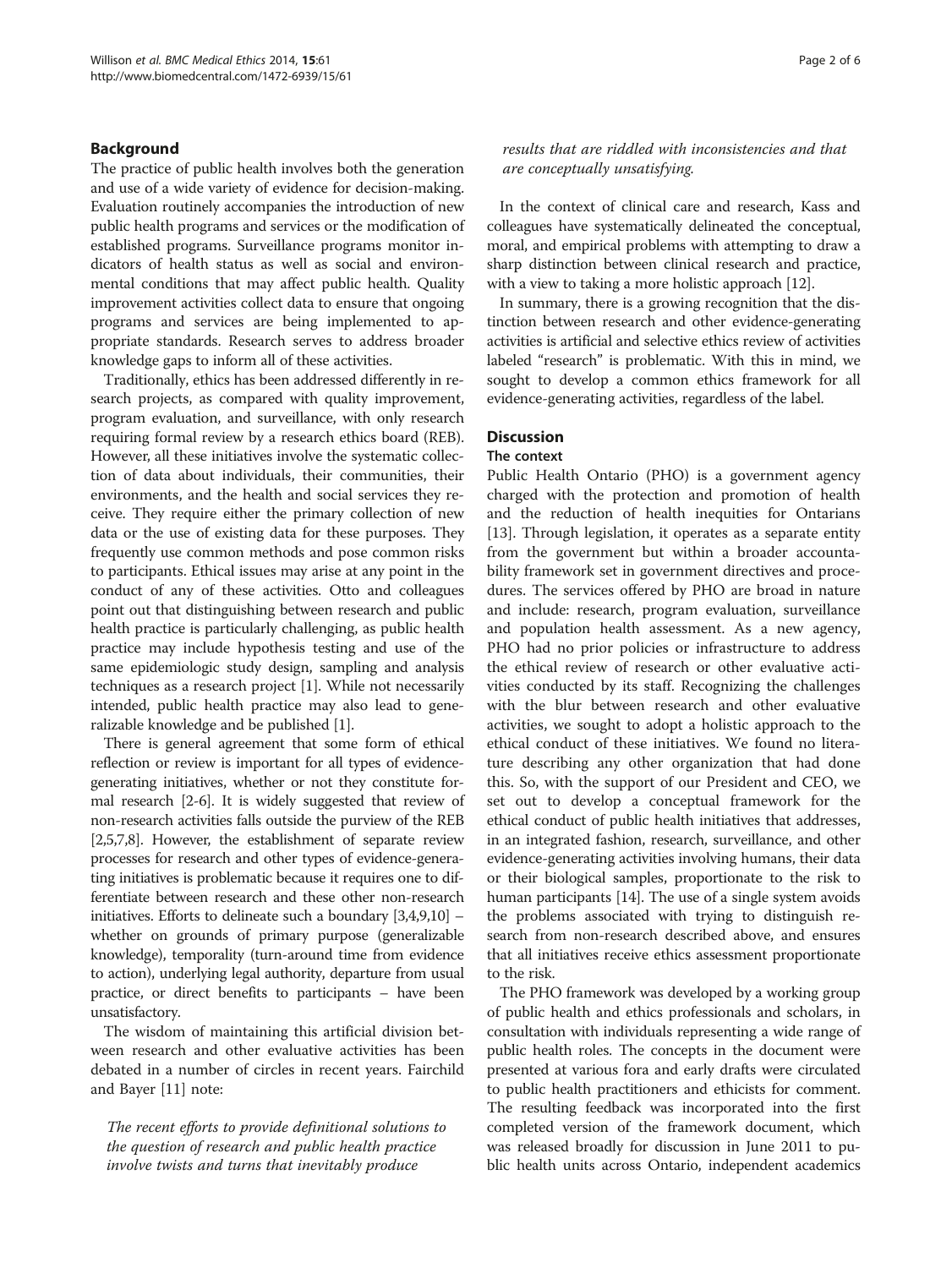# Background

The practice of public health involves both the generation and use of a wide variety of evidence for decision-making. Evaluation routinely accompanies the introduction of new public health programs and services or the modification of established programs. Surveillance programs monitor indicators of health status as well as social and environmental conditions that may affect public health. Quality improvement activities collect data to ensure that ongoing programs and services are being implemented to appropriate standards. Research serves to address broader knowledge gaps to inform all of these activities.

Traditionally, ethics has been addressed differently in research projects, as compared with quality improvement, program evaluation, and surveillance, with only research requiring formal review by a research ethics board (REB). However, all these initiatives involve the systematic collection of data about individuals, their communities, their environments, and the health and social services they receive. They require either the primary collection of new data or the use of existing data for these purposes. They frequently use common methods and pose common risks to participants. Ethical issues may arise at any point in the conduct of any of these activities. Otto and colleagues point out that distinguishing between research and public health practice is particularly challenging, as public health practice may include hypothesis testing and use of the same epidemiologic study design, sampling and analysis techniques as a research project [\[1](#page-5-0)]. While not necessarily intended, public health practice may also lead to generalizable knowledge and be published [[1\]](#page-5-0).

There is general agreement that some form of ethical reflection or review is important for all types of evidencegenerating initiatives, whether or not they constitute formal research [\[2](#page-5-0)-[6](#page-5-0)]. It is widely suggested that review of non-research activities falls outside the purview of the REB [[2,5,7,8\]](#page-5-0). However, the establishment of separate review processes for research and other types of evidence-generating initiatives is problematic because it requires one to differentiate between research and these other non-research initiatives. Efforts to delineate such a boundary [\[3,4,9,10\]](#page-5-0) – whether on grounds of primary purpose (generalizable knowledge), temporality (turn-around time from evidence to action), underlying legal authority, departure from usual practice, or direct benefits to participants – have been unsatisfactory.

The wisdom of maintaining this artificial division between research and other evaluative activities has been debated in a number of circles in recent years. Fairchild and Bayer [[11](#page-5-0)] note:

The recent efforts to provide definitional solutions to the question of research and public health practice involve twists and turns that inevitably produce

# results that are riddled with inconsistencies and that are conceptually unsatisfying.

In the context of clinical care and research, Kass and colleagues have systematically delineated the conceptual, moral, and empirical problems with attempting to draw a sharp distinction between clinical research and practice, with a view to taking a more holistic approach [\[12\]](#page-5-0).

In summary, there is a growing recognition that the distinction between research and other evidence-generating activities is artificial and selective ethics review of activities labeled "research" is problematic. With this in mind, we sought to develop a common ethics framework for all evidence-generating activities, regardless of the label.

# Discussion

# The context

Public Health Ontario (PHO) is a government agency charged with the protection and promotion of health and the reduction of health inequities for Ontarians [[13\]](#page-5-0). Through legislation, it operates as a separate entity from the government but within a broader accountability framework set in government directives and procedures. The services offered by PHO are broad in nature and include: research, program evaluation, surveillance and population health assessment. As a new agency, PHO had no prior policies or infrastructure to address the ethical review of research or other evaluative activities conducted by its staff. Recognizing the challenges with the blur between research and other evaluative activities, we sought to adopt a holistic approach to the ethical conduct of these initiatives. We found no literature describing any other organization that had done this. So, with the support of our President and CEO, we set out to develop a conceptual framework for the ethical conduct of public health initiatives that addresses, in an integrated fashion, research, surveillance, and other evidence-generating activities involving humans, their data or their biological samples, proportionate to the risk to human participants [\[14](#page-5-0)]. The use of a single system avoids the problems associated with trying to distinguish research from non-research described above, and ensures that all initiatives receive ethics assessment proportionate to the risk.

The PHO framework was developed by a working group of public health and ethics professionals and scholars, in consultation with individuals representing a wide range of public health roles. The concepts in the document were presented at various fora and early drafts were circulated to public health practitioners and ethicists for comment. The resulting feedback was incorporated into the first completed version of the framework document, which was released broadly for discussion in June 2011 to public health units across Ontario, independent academics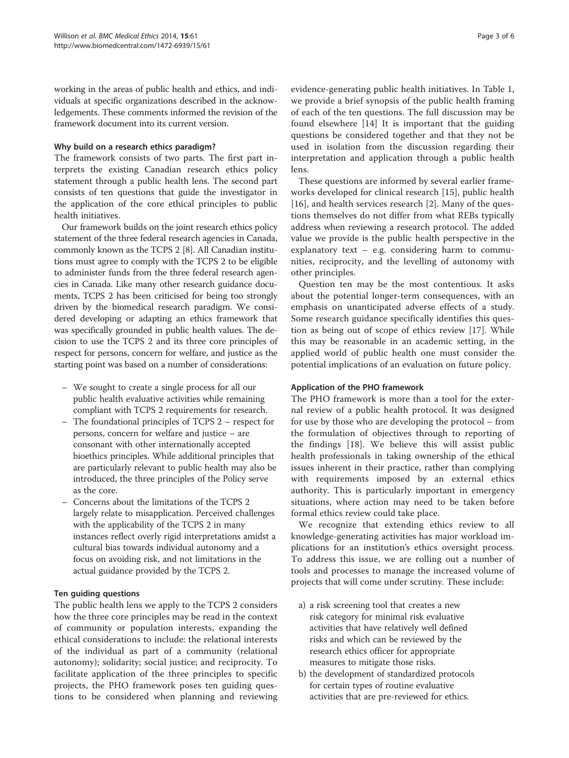working in the areas of public health and ethics, and individuals at specific organizations described in the acknowledgements. These comments informed the revision of the framework document into its current version.

# Why build on a research ethics paradigm?

The framework consists of two parts. The first part interprets the existing Canadian research ethics policy statement through a public health lens. The second part consists of ten questions that guide the investigator in the application of the core ethical principles to public health initiatives.

Our framework builds on the joint research ethics policy statement of the three federal research agencies in Canada, commonly known as the TCPS 2 [\[8](#page-5-0)]. All Canadian institutions must agree to comply with the TCPS 2 to be eligible to administer funds from the three federal research agencies in Canada. Like many other research guidance documents, TCPS 2 has been criticised for being too strongly driven by the biomedical research paradigm. We considered developing or adapting an ethics framework that was specifically grounded in public health values. The decision to use the TCPS 2 and its three core principles of respect for persons, concern for welfare, and justice as the starting point was based on a number of considerations:

- We sought to create a single process for all our public health evaluative activities while remaining compliant with TCPS 2 requirements for research.
- The foundational principles of TCPS 2 respect for persons, concern for welfare and justice – are consonant with other internationally accepted bioethics principles. While additional principles that are particularly relevant to public health may also be introduced, the three principles of the Policy serve as the core.
- Concerns about the limitations of the TCPS 2 largely relate to misapplication. Perceived challenges with the applicability of the TCPS 2 in many instances reflect overly rigid interpretations amidst a cultural bias towards individual autonomy and a focus on avoiding risk, and not limitations in the actual guidance provided by the TCPS 2.

# Ten guiding questions

The public health lens we apply to the TCPS 2 considers how the three core principles may be read in the context of community or population interests, expanding the ethical considerations to include: the relational interests of the individual as part of a community (relational autonomy); solidarity; social justice; and reciprocity. To facilitate application of the three principles to specific projects, the PHO framework poses ten guiding questions to be considered when planning and reviewing

evidence-generating public health initiatives. In Table [1](#page-3-0), we provide a brief synopsis of the public health framing of each of the ten questions. The full discussion may be found elsewhere [\[14](#page-5-0)] It is important that the guiding questions be considered together and that they not be used in isolation from the discussion regarding their interpretation and application through a public health lens.

These questions are informed by several earlier frameworks developed for clinical research [[15\]](#page-5-0), public health [[16\]](#page-5-0), and health services research [\[2](#page-5-0)]. Many of the questions themselves do not differ from what REBs typically address when reviewing a research protocol. The added value we provide is the public health perspective in the explanatory text – e.g. considering harm to communities, reciprocity, and the levelling of autonomy with other principles.

Question ten may be the most contentious. It asks about the potential longer-term consequences, with an emphasis on unanticipated adverse effects of a study. Some research guidance specifically identifies this question as being out of scope of ethics review [\[17](#page-5-0)]. While this may be reasonable in an academic setting, in the applied world of public health one must consider the potential implications of an evaluation on future policy.

# Application of the PHO framework

The PHO framework is more than a tool for the external review of a public health protocol. It was designed for use by those who are developing the protocol – from the formulation of objectives through to reporting of the findings [\[18](#page-5-0)]. We believe this will assist public health professionals in taking ownership of the ethical issues inherent in their practice, rather than complying with requirements imposed by an external ethics authority. This is particularly important in emergency situations, where action may need to be taken before formal ethics review could take place.

We recognize that extending ethics review to all knowledge-generating activities has major workload implications for an institution's ethics oversight process. To address this issue, we are rolling out a number of tools and processes to manage the increased volume of projects that will come under scrutiny. These include:

- a) a risk screening tool that creates a new risk category for minimal risk evaluative activities that have relatively well defined risks and which can be reviewed by the research ethics officer for appropriate measures to mitigate those risks.
- b) the development of standardized protocols for certain types of routine evaluative activities that are pre-reviewed for ethics.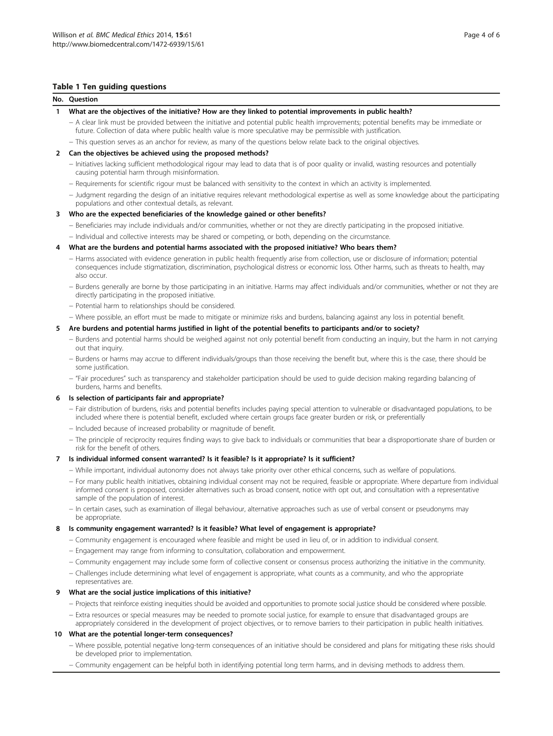# <span id="page-3-0"></span>Table 1 Ten guiding questions

#### No. Question

- 1 What are the objectives of the initiative? How are they linked to potential improvements in public health?
	- − A clear link must be provided between the initiative and potential public health improvements; potential benefits may be immediate or future. Collection of data where public health value is more speculative may be permissible with justification.
	- − This question serves as an anchor for review, as many of the questions below relate back to the original objectives.

#### 2 Can the objectives be achieved using the proposed methods?

- − Initiatives lacking sufficient methodological rigour may lead to data that is of poor quality or invalid, wasting resources and potentially causing potential harm through misinformation.
- − Requirements for scientific rigour must be balanced with sensitivity to the context in which an activity is implemented.
- − Judgment regarding the design of an initiative requires relevant methodological expertise as well as some knowledge about the participating populations and other contextual details, as relevant.

### 3 Who are the expected beneficiaries of the knowledge gained or other benefits?

- − Beneficiaries may include individuals and/or communities, whether or not they are directly participating in the proposed initiative.
- − Individual and collective interests may be shared or competing, or both, depending on the circumstance.
- 4 What are the burdens and potential harms associated with the proposed initiative? Who bears them?
	- − Harms associated with evidence generation in public health frequently arise from collection, use or disclosure of information; potential consequences include stigmatization, discrimination, psychological distress or economic loss. Other harms, such as threats to health, may also occur.
	- − Burdens generally are borne by those participating in an initiative. Harms may affect individuals and/or communities, whether or not they are directly participating in the proposed initiative.
	- − Potential harm to relationships should be considered.
	- − Where possible, an effort must be made to mitigate or minimize risks and burdens, balancing against any loss in potential benefit.

#### 5 Are burdens and potential harms justified in light of the potential benefits to participants and/or to society?

- − Burdens and potential harms should be weighed against not only potential benefit from conducting an inquiry, but the harm in not carrying out that inquiry.
- − Burdens or harms may accrue to different individuals/groups than those receiving the benefit but, where this is the case, there should be some justification.
- − "Fair procedures" such as transparency and stakeholder participation should be used to guide decision making regarding balancing of burdens, harms and benefits.

### 6 Is selection of participants fair and appropriate?

- − Fair distribution of burdens, risks and potential benefits includes paying special attention to vulnerable or disadvantaged populations, to be included where there is potential benefit, excluded where certain groups face greater burden or risk, or preferentially
- − Included because of increased probability or magnitude of benefit.
- − The principle of reciprocity requires finding ways to give back to individuals or communities that bear a disproportionate share of burden or risk for the benefit of others.

#### 7 Is individual informed consent warranted? Is it feasible? Is it appropriate? Is it sufficient?

- − While important, individual autonomy does not always take priority over other ethical concerns, such as welfare of populations.
- − For many public health initiatives, obtaining individual consent may not be required, feasible or appropriate. Where departure from individual informed consent is proposed, consider alternatives such as broad consent, notice with opt out, and consultation with a representative sample of the population of interest.
- − In certain cases, such as examination of illegal behaviour, alternative approaches such as use of verbal consent or pseudonyms may be appropriate.

#### 8 Is community engagement warranted? Is it feasible? What level of engagement is appropriate?

- − Community engagement is encouraged where feasible and might be used in lieu of, or in addition to individual consent.
- − Engagement may range from informing to consultation, collaboration and empowerment.
- − Community engagement may include some form of collective consent or consensus process authorizing the initiative in the community.
- − Challenges include determining what level of engagement is appropriate, what counts as a community, and who the appropriate representatives are.

#### 9 What are the social justice implications of this initiative?

- − Projects that reinforce existing inequities should be avoided and opportunities to promote social justice should be considered where possible.
- − Extra resources or special measures may be needed to promote social justice, for example to ensure that disadvantaged groups are appropriately considered in the development of project objectives, or to remove barriers to their participation in public health initiatives.

#### 10 What are the potential longer-term consequences?

- − Where possible, potential negative long-term consequences of an initiative should be considered and plans for mitigating these risks should be developed prior to implementation.
- − Community engagement can be helpful both in identifying potential long term harms, and in devising methods to address them.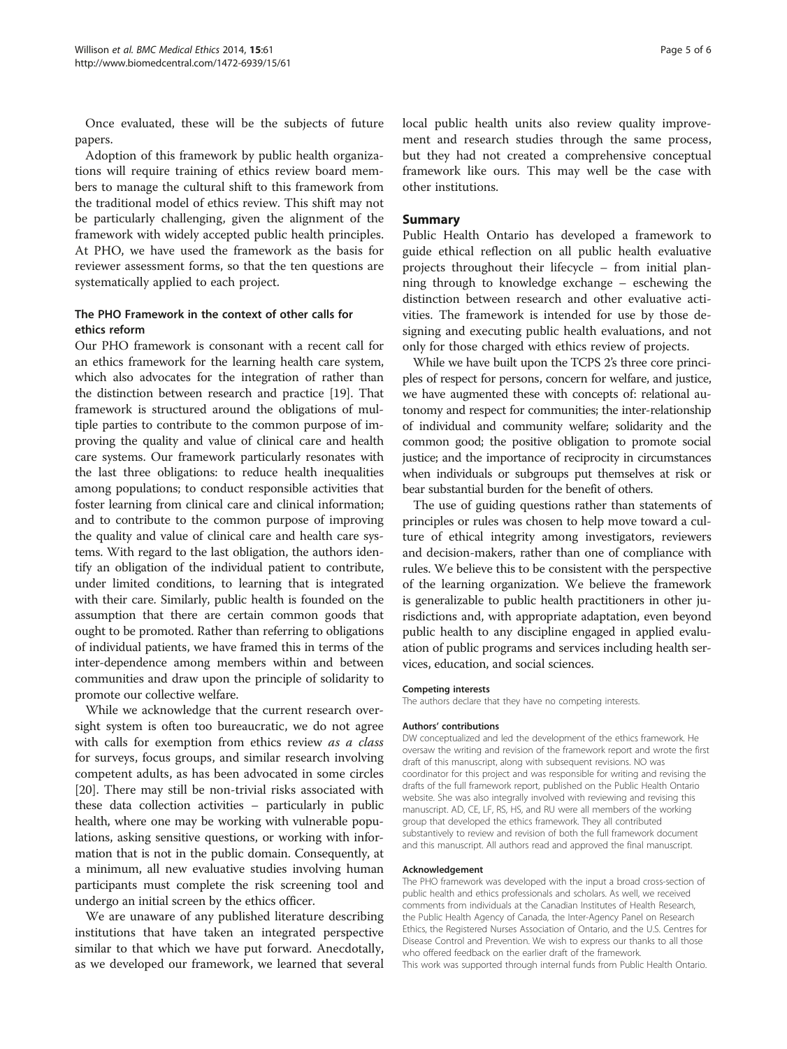Once evaluated, these will be the subjects of future papers.

Adoption of this framework by public health organizations will require training of ethics review board members to manage the cultural shift to this framework from the traditional model of ethics review. This shift may not be particularly challenging, given the alignment of the framework with widely accepted public health principles. At PHO, we have used the framework as the basis for reviewer assessment forms, so that the ten questions are systematically applied to each project.

# The PHO Framework in the context of other calls for ethics reform

Our PHO framework is consonant with a recent call for an ethics framework for the learning health care system, which also advocates for the integration of rather than the distinction between research and practice [[19](#page-5-0)]. That framework is structured around the obligations of multiple parties to contribute to the common purpose of improving the quality and value of clinical care and health care systems. Our framework particularly resonates with the last three obligations: to reduce health inequalities among populations; to conduct responsible activities that foster learning from clinical care and clinical information; and to contribute to the common purpose of improving the quality and value of clinical care and health care systems. With regard to the last obligation, the authors identify an obligation of the individual patient to contribute, under limited conditions, to learning that is integrated with their care. Similarly, public health is founded on the assumption that there are certain common goods that ought to be promoted. Rather than referring to obligations of individual patients, we have framed this in terms of the inter-dependence among members within and between communities and draw upon the principle of solidarity to promote our collective welfare.

While we acknowledge that the current research oversight system is often too bureaucratic, we do not agree with calls for exemption from ethics review as a class for surveys, focus groups, and similar research involving competent adults, as has been advocated in some circles [[20\]](#page-5-0). There may still be non-trivial risks associated with these data collection activities – particularly in public health, where one may be working with vulnerable populations, asking sensitive questions, or working with information that is not in the public domain. Consequently, at a minimum, all new evaluative studies involving human participants must complete the risk screening tool and undergo an initial screen by the ethics officer.

We are unaware of any published literature describing institutions that have taken an integrated perspective similar to that which we have put forward. Anecdotally, as we developed our framework, we learned that several local public health units also review quality improvement and research studies through the same process, but they had not created a comprehensive conceptual framework like ours. This may well be the case with other institutions.

# Summary

Public Health Ontario has developed a framework to guide ethical reflection on all public health evaluative projects throughout their lifecycle – from initial planning through to knowledge exchange – eschewing the distinction between research and other evaluative activities. The framework is intended for use by those designing and executing public health evaluations, and not only for those charged with ethics review of projects.

While we have built upon the TCPS 2's three core principles of respect for persons, concern for welfare, and justice, we have augmented these with concepts of: relational autonomy and respect for communities; the inter-relationship of individual and community welfare; solidarity and the common good; the positive obligation to promote social justice; and the importance of reciprocity in circumstances when individuals or subgroups put themselves at risk or bear substantial burden for the benefit of others.

The use of guiding questions rather than statements of principles or rules was chosen to help move toward a culture of ethical integrity among investigators, reviewers and decision-makers, rather than one of compliance with rules. We believe this to be consistent with the perspective of the learning organization. We believe the framework is generalizable to public health practitioners in other jurisdictions and, with appropriate adaptation, even beyond public health to any discipline engaged in applied evaluation of public programs and services including health services, education, and social sciences.

### Competing interests

The authors declare that they have no competing interests.

#### Authors' contributions

DW conceptualized and led the development of the ethics framework. He oversaw the writing and revision of the framework report and wrote the first draft of this manuscript, along with subsequent revisions. NO was coordinator for this project and was responsible for writing and revising the drafts of the full framework report, published on the Public Health Ontario website. She was also integrally involved with reviewing and revising this manuscript. AD, CE, LF, RS, HS, and RU were all members of the working group that developed the ethics framework. They all contributed substantively to review and revision of both the full framework document and this manuscript. All authors read and approved the final manuscript.

#### Acknowledgement

The PHO framework was developed with the input a broad cross-section of public health and ethics professionals and scholars. As well, we received comments from individuals at the Canadian Institutes of Health Research, the Public Health Agency of Canada, the Inter-Agency Panel on Research Ethics, the Registered Nurses Association of Ontario, and the U.S. Centres for Disease Control and Prevention. We wish to express our thanks to all those who offered feedback on the earlier draft of the framework. This work was supported through internal funds from Public Health Ontario.